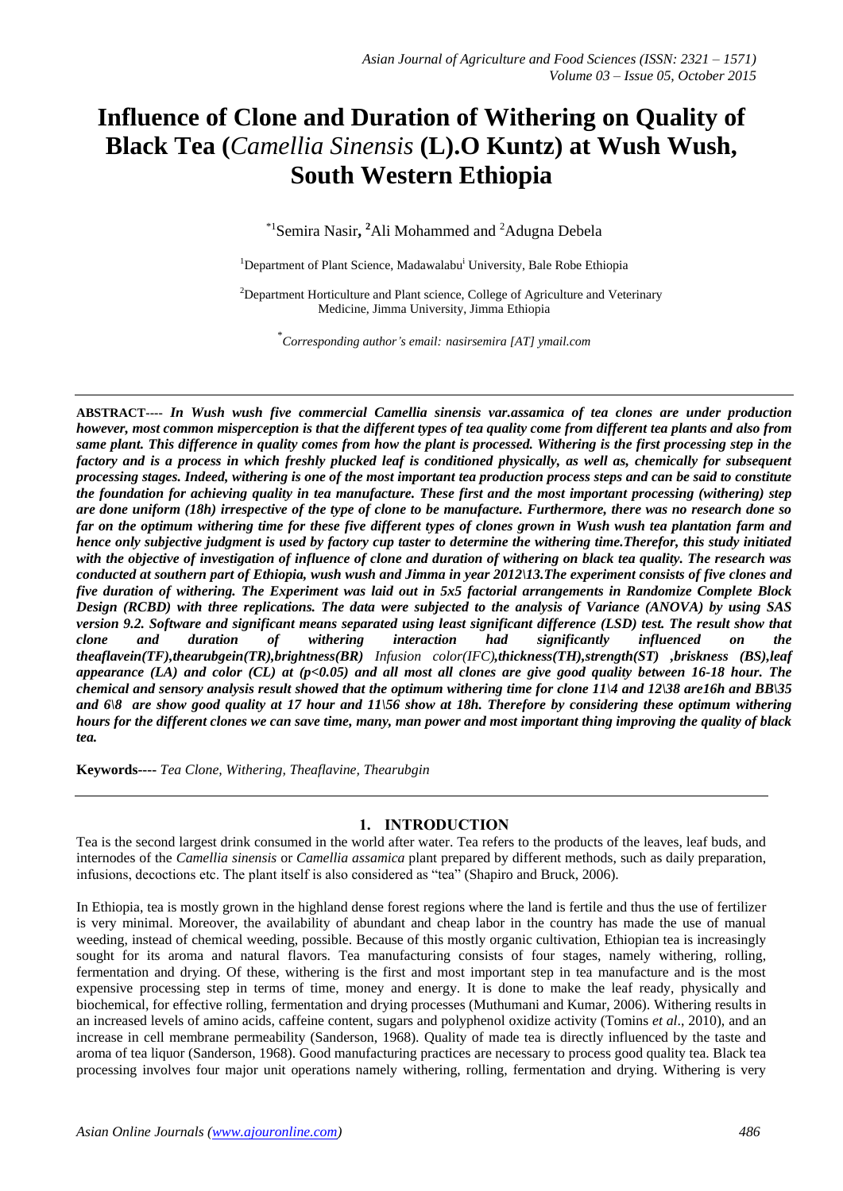# Influence of Clone and Duration of Withering on Quality of Black Tea (*Camellia Sinensis* (L).O Kuntz) at Wush Wush, South Western Ethiopia

[*1]Semira Nasir, [2]Ali Mohammed and [2]Adugna Debela

[1]Department of Plant Science, Madawalabu[i] University, Bale Robe Ethiopia

[2]Department Horticulture and Plant science, College of Agriculture and Veterinary Medicine, Jimma University, Jimma Ethiopia

[*]*Corresponding author's email: nasirsemira [AT] ymail.com*

---

**ABSTRACT----** ***In Wush wush five commercial Camellia sinensis var.assamica of tea clones are under production however, most common misperception is that the different types of tea quality come from different tea plants and also from same plant. This difference in quality comes from how the plant is processed. Withering is the first processing step in the factory and is a process in which freshly plucked leaf is conditioned physically, as well as, chemically for subsequent processing stages. Indeed, withering is one of the most important tea production process steps and can be said to constitute the foundation for achieving quality in tea manufacture. These first and the most important processing (withering) step are done uniform (18h) irrespective of the type of clone to be manufacture. Furthermore, there was no research done so far on the optimum withering time for these five different types of clones grown in Wush wush tea plantation farm and hence only subjective judgment is used by factory cup taster to determine the withering time.Therefor, this study initiated with the objective of investigation of influence of clone and duration of withering on black tea quality. The research was conducted at southern part of Ethiopia, wush wush and Jimma in year 2012\13.The experiment consists of five clones and five duration of withering. The Experiment was laid out in 5x5 factorial arrangements in Randomize Complete Block Design (RCBD) with three replications. The data were subjected to the analysis of Variance (ANOVA) by using SAS version 9.2. Software and significant means separated using least significant difference (LSD) test. The result show that clone and duration of withering interaction had significantly influenced on the theaflavein(TF),thearubgein(TR),brightness(BR)*** ***Infusion color(IFC)****,thickness(TH),strength(ST) ,briskness (BS),leaf appearance (LA) and color (CL) at (p<0.05) and all most all clones are give good quality between 16-18 hour. The chemical and sensory analysis result showed that the optimum withering time for clone 11\4 and 12\38 are16h and BB\35 and 6\8 are show good quality at 17 hour and 11\56 show at 18h. Therefore by considering these optimum withering hours for the different clones we can save time, many, man power and most important thing improving the quality of black tea.***

**Keywords----** *Tea Clone, Withering, Theaflavine, Thearubgin*

---

## 1. INTRODUCTION

Tea is the second largest drink consumed in the world after water. Tea refers to the products of the leaves, leaf buds, and internodes of the *Camellia sinensis* or *Camellia assamica* plant prepared by different methods, such as daily preparation, infusions, decoctions etc. The plant itself is also considered as "tea" (Shapiro and Bruck, 2006).

In Ethiopia, tea is mostly grown in the highland dense forest regions where the land is fertile and thus the use of fertilizer is very minimal. Moreover, the availability of abundant and cheap labor in the country has made the use of manual weeding, instead of chemical weeding, possible. Because of this mostly organic cultivation, Ethiopian tea is increasingly sought for its aroma and natural flavors. Tea manufacturing consists of four stages, namely withering, rolling, fermentation and drying. Of these, withering is the first and most important step in tea manufacture and is the most expensive processing step in terms of time, money and energy. It is done to make the leaf ready, physically and biochemical, for effective rolling, fermentation and drying processes (Muthumani and Kumar, 2006). Withering results in an increased levels of amino acids, caffeine content, sugars and polyphenol oxidize activity (Tomins *et al*., 2010), and an increase in cell membrane permeability (Sanderson, 1968). Quality of made tea is directly influenced by the taste and aroma of tea liquor (Sanderson, 1968). Good manufacturing practices are necessary to process good quality tea. Black tea processing involves four major unit operations namely withering, rolling, fermentation and drying. Withering is very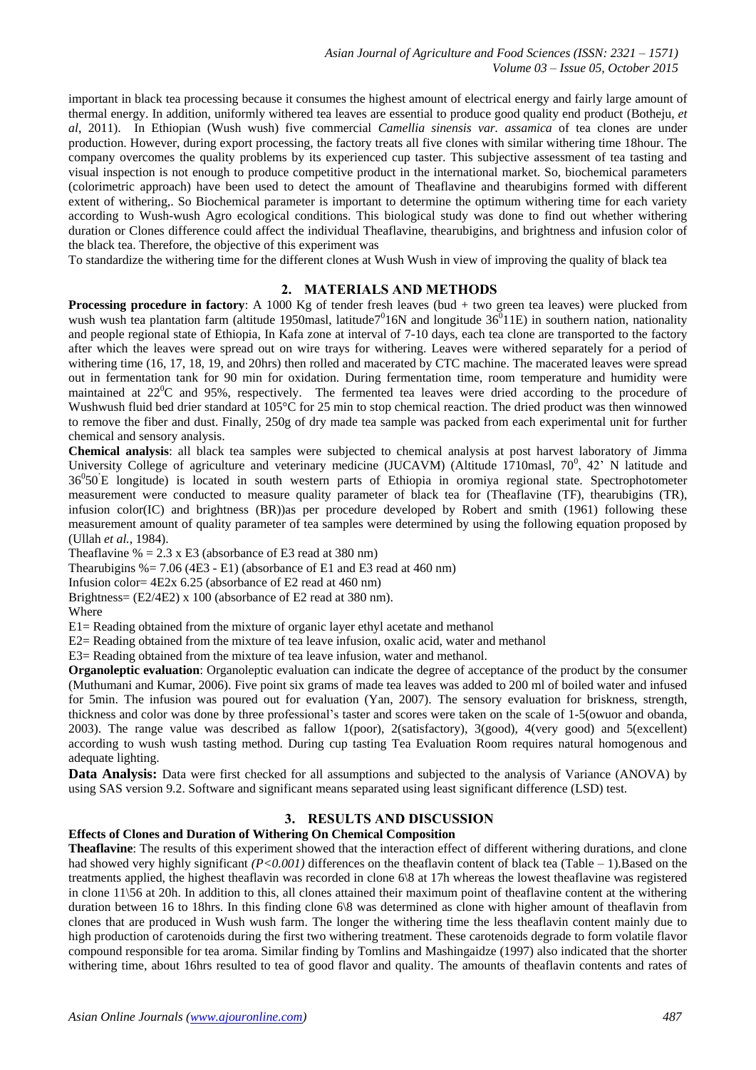important in black tea processing because it consumes the highest amount of electrical energy and fairly large amount of thermal energy. In addition, uniformly withered tea leaves are essential to produce good quality end product (Botheju, *et al*, 2011). In Ethiopian (Wush wush) five commercial *Camellia sinensis var. assamica* of tea clones are under production. However, during export processing, the factory treats all five clones with similar withering time 18hour. The company overcomes the quality problems by its experienced cup taster. This subjective assessment of tea tasting and visual inspection is not enough to produce competitive product in the international market. So, biochemical parameters (colorimetric approach) have been used to detect the amount of Theaflavine and thearubigins formed with different extent of withering,. So Biochemical parameter is important to determine the optimum withering time for each variety according to Wush-wush Agro ecological conditions. This biological study was done to find out whether withering duration or Clones difference could affect the individual Theaflavine, thearubigins, and brightness and infusion color of the black tea. Therefore, the objective of this experiment was

To standardize the withering time for the different clones at Wush Wush in view of improving the quality of black tea

## 2. MATERIALS AND METHODS

**Processing procedure in factory**: A 1000 Kg of tender fresh leaves (bud + two green tea leaves) were plucked from wush wush tea plantation farm (altitude 1950masl, latitude$7^0$16N and longitude $36^0$11E) in southern nation, nationality and people regional state of Ethiopia, In Kafa zone at interval of 7-10 days, each tea clone are transported to the factory after which the leaves were spread out on wire trays for withering. Leaves were withered separately for a period of withering time (16, 17, 18, 19, and 20hrs) then rolled and macerated by CTC machine. The macerated leaves were spread out in fermentation tank for 90 min for oxidation. During fermentation time, room temperature and humidity were maintained at $22^0$C and 95%, respectively. The fermented tea leaves were dried according to the procedure of Wushwush fluid bed drier standard at 105°C for 25 min to stop chemical reaction. The dried product was then winnowed to remove the fiber and dust. Finally, 250g of dry made tea sample was packed from each experimental unit for further chemical and sensory analysis.

**Chemical analysis**: all black tea samples were subjected to chemical analysis at post harvest laboratory of Jimma University College of agriculture and veterinary medicine (JUCAVM) (Altitude 1710masl, $70^0$, 42' N latitude and $36^0$50'E longitude) is located in south western parts of Ethiopia in oromiya regional state. Spectrophotometer measurement were conducted to measure quality parameter of black tea for (Theaflavine (TF), thearubigins (TR), infusion color(IC) and brightness (BR))as per procedure developed by Robert and smith (1961) following these measurement amount of quality parameter of tea samples were determined by using the following equation proposed by (Ullah *et al.,* 1984).

Theaflavine % = 2.3 x E3 (absorbance of E3 read at 380 nm)

Thearubigins %= 7.06 (4E3 - E1) (absorbance of E1 and E3 read at 460 nm)

Infusion color= 4E2x 6.25 (absorbance of E2 read at 460 nm)

Brightness= (E2/4E2) x 100 (absorbance of E2 read at 380 nm).

Where

E1= Reading obtained from the mixture of organic layer ethyl acetate and methanol

E2= Reading obtained from the mixture of tea leave infusion, oxalic acid, water and methanol

E3= Reading obtained from the mixture of tea leave infusion, water and methanol.

**Organoleptic evaluation**: Organoleptic evaluation can indicate the degree of acceptance of the product by the consumer (Muthumani and Kumar, 2006). Five point six grams of made tea leaves was added to 200 ml of boiled water and infused for 5min. The infusion was poured out for evaluation (Yan, 2007). The sensory evaluation for briskness, strength, thickness and color was done by three professional's taster and scores were taken on the scale of 1-5(owuor and obanda, 2003). The range value was described as fallow 1(poor), 2(satisfactory), 3(good), 4(very good) and 5(excellent) according to wush wush tasting method. During cup tasting Tea Evaluation Room requires natural homogenous and adequate lighting.

**Data Analysis:** Data were first checked for all assumptions and subjected to the analysis of Variance (ANOVA) by using SAS version 9.2. Software and significant means separated using least significant difference (LSD) test.

## 3. RESULTS AND DISCUSSION

### Effects of Clones and Duration of Withering On Chemical Composition

**Theaflavine**: The results of this experiment showed that the interaction effect of different withering durations, and clone had showed very highly significant *(P<0.001)* differences on the theaflavin content of black tea (Table – 1).Based on the treatments applied, the highest theaflavin was recorded in clone 6\8 at 17h whereas the lowest theaflavine was registered in clone 11\56 at 20h. In addition to this, all clones attained their maximum point of theaflavine content at the withering duration between 16 to 18hrs. In this finding clone 6\8 was determined as clone with higher amount of theaflavin from clones that are produced in Wush wush farm. The longer the withering time the less theaflavin content mainly due to high production of carotenoids during the first two withering treatment. These carotenoids degrade to form volatile flavor compound responsible for tea aroma. Similar finding by Tomlins and Mashingaidze (1997) also indicated that the shorter withering time, about 16hrs resulted to tea of good flavor and quality. The amounts of theaflavin contents and rates of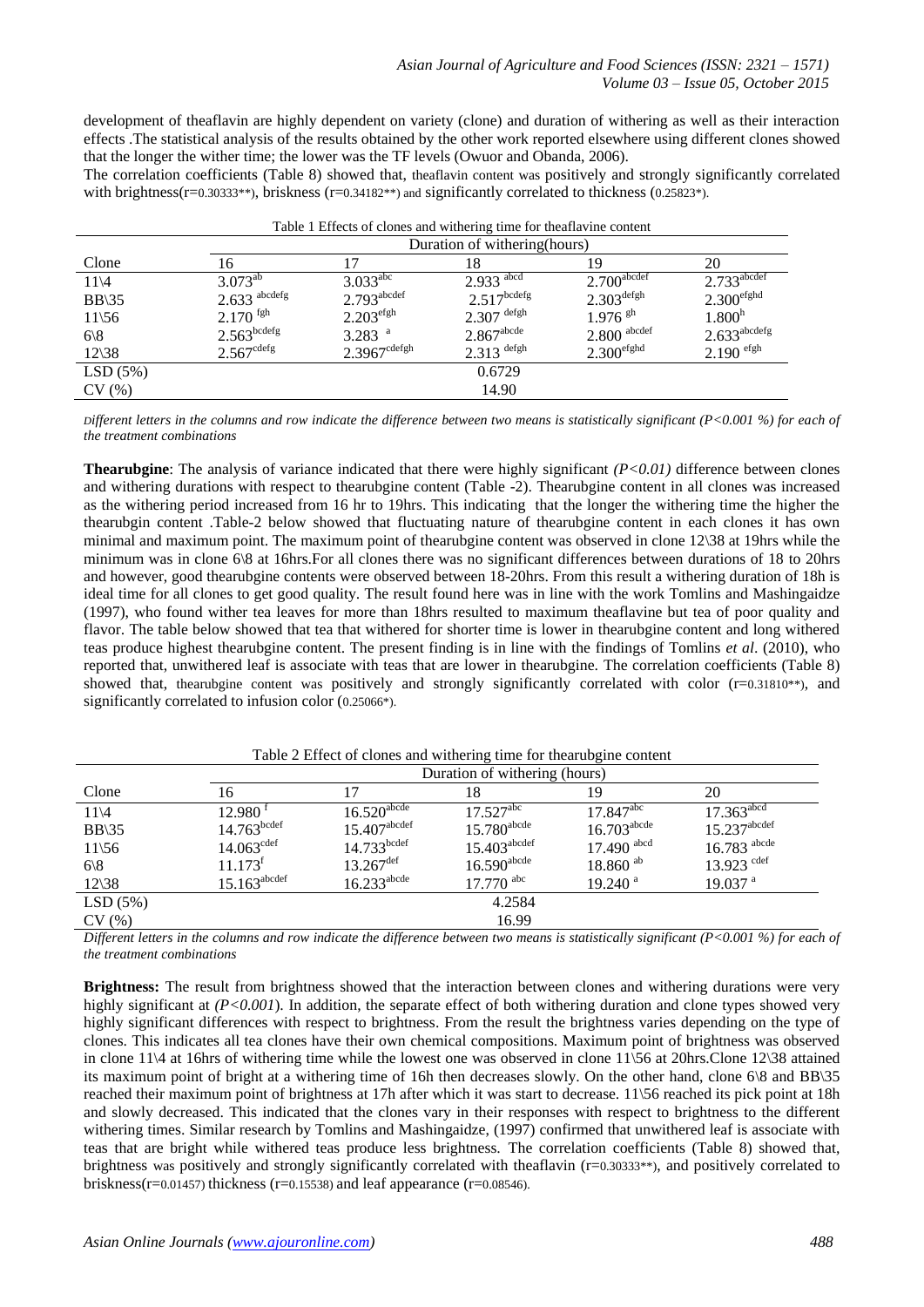development of theaflavin are highly dependent on variety (clone) and duration of withering as well as their interaction effects .The statistical analysis of the results obtained by the other work reported elsewhere using different clones showed that the longer the wither time; the lower was the TF levels (Owuor and Obanda, 2006).

The correlation coefficients (Table 8) showed that, theaflavin content was positively and strongly significantly correlated with brightness(r=0.30333**), briskness (r=0.34182**) and significantly correlated to thickness (0.25823*).

Table 1 Effects of clones and withering time for theaflavine content

| Clone | Duration of withering(hours) | | | | |
|---|---|---|---|---|---|
| | 16 | 17 | 18 | 19 | 20 |
| 11\4 | $3.073^{ab}$ | $3.033^{abc}$ | $2.933^{abcd}$ | $2.700^{abcdef}$ | $2.733^{abcdef}$ |
| BB\35 | $2.633^{abcdefg}$ | $2.793^{abcdef}$ | $2.517^{bcdefg}$ | $2.303^{defgh}$ | $2.300^{efghd}$ |
| 11\56 | $2.170^{fgh}$ | $2.203^{efgh}$ | $2.307^{defgh}$ | $1.976^{gh}$ | $1.800^{h}$ |
| 6\8 | $2.563^{bcdefg}$ | $3.283^{a}$ | $2.867^{abcde}$ | $2.800^{abcdef}$ | $2.633^{abcdefg}$ |
| 12\38 | $2.567^{cdefg}$ | $2.3967^{cdefgh}$ | $2.313^{defgh}$ | $2.300^{efghd}$ | $2.190^{efgh}$ |
| LSD (5%) | | | 0.6729 | | |
| CV (%) | | | 14.90 | | |

*Different letters in the columns and row indicate the difference between two means is statistically significant (P<0.001 %) for each of the treatment combinations*

**Thearubgine**: The analysis of variance indicated that there were highly significant *(P<0.01)* difference between clones and withering durations with respect to thearubgine content (Table -2). Thearubgine content in all clones was increased as the withering period increased from 16 hr to 19hrs. This indicating that the longer the withering time the higher the thearubgin content .Table-2 below showed that fluctuating nature of thearubgine content in each clones it has own minimal and maximum point. The maximum point of thearubgine content was observed in clone 12\38 at 19hrs while the minimum was in clone 6\8 at 16hrs.For all clones there was no significant differences between durations of 18 to 20hrs and however, good thearubgine contents were observed between 18-20hrs. From this result a withering duration of 18h is ideal time for all clones to get good quality. The result found here was in line with the work Tomlins and Mashingaidze (1997), who found wither tea leaves for more than 18hrs resulted to maximum theaflavine but tea of poor quality and flavor. The table below showed that tea that withered for shorter time is lower in thearubgine content and long withered teas produce highest thearubgine content. The present finding is in line with the findings of Tomlins *et al*. (2010), who reported that, unwithered leaf is associate with teas that are lower in thearubgine. The correlation coefficients (Table 8) showed that, thearubgine content was positively and strongly significantly correlated with color (r=0.31810**), and significantly correlated to infusion color (0.25066*).

Table 2 Effect of clones and withering time for thearubgine content

| Clone | Duration of withering (hours) | | | | |
|---|---|---|---|---|---|
| | 16 | 17 | 18 | 19 | 20 |
| 11\4 | $12.980^{f}$ | $16.520^{abcde}$ | $17.527^{abc}$ | $17.847^{abc}$ | $17.363^{abcd}$ |
| BB\35 | $14.763^{bcdef}$ | $15.407^{abcdef}$ | $15.780^{abcde}$ | $16.703^{abcde}$ | $15.237^{abcdef}$ |
| 11\56 | $14.063^{cdef}$ | $14.733^{bcdef}$ | $15.403^{abcdef}$ | $17.490^{abcd}$ | $16.783^{abcde}$ |
| 6\8 | $11.173^{f}$ | $13.267^{def}$ | $16.590^{abcde}$ | $18.860^{ab}$ | $13.923^{cdef}$ |
| 12\38 | $15.163^{abcdef}$ | $16.233^{abcde}$ | $17.770^{abc}$ | $19.240^{a}$ | $19.037^{a}$ |
| LSD (5%) | | | 4.2584 | | |
| CV (%) | | | 16.99 | | |

*Different letters in the columns and row indicate the difference between two means is statistically significant (P<0.001 %) for each of the treatment combinations*

**Brightness:** The result from brightness showed that the interaction between clones and withering durations were very highly significant at *(P<0.001)*. In addition, the separate effect of both withering duration and clone types showed very highly significant differences with respect to brightness. From the result the brightness varies depending on the type of clones. This indicates all tea clones have their own chemical compositions. Maximum point of brightness was observed in clone 11\4 at 16hrs of withering time while the lowest one was observed in clone 11\56 at 20hrs.Clone 12\38 attained its maximum point of bright at a withering time of 16h then decreases slowly. On the other hand, clone 6\8 and BB\35 reached their maximum point of brightness at 17h after which it was start to decrease. 11\56 reached its pick point at 18h and slowly decreased. This indicated that the clones vary in their responses with respect to brightness to the different withering times. Similar research by Tomlins and Mashingaidze, (1997) confirmed that unwithered leaf is associate with teas that are bright while withered teas produce less brightness. The correlation coefficients (Table 8) showed that, brightness was positively and strongly significantly correlated with theaflavin (r=0.30333**), and positively correlated to briskness(r=0.01457) thickness (r=0.15538) and leaf appearance (r=0.08546).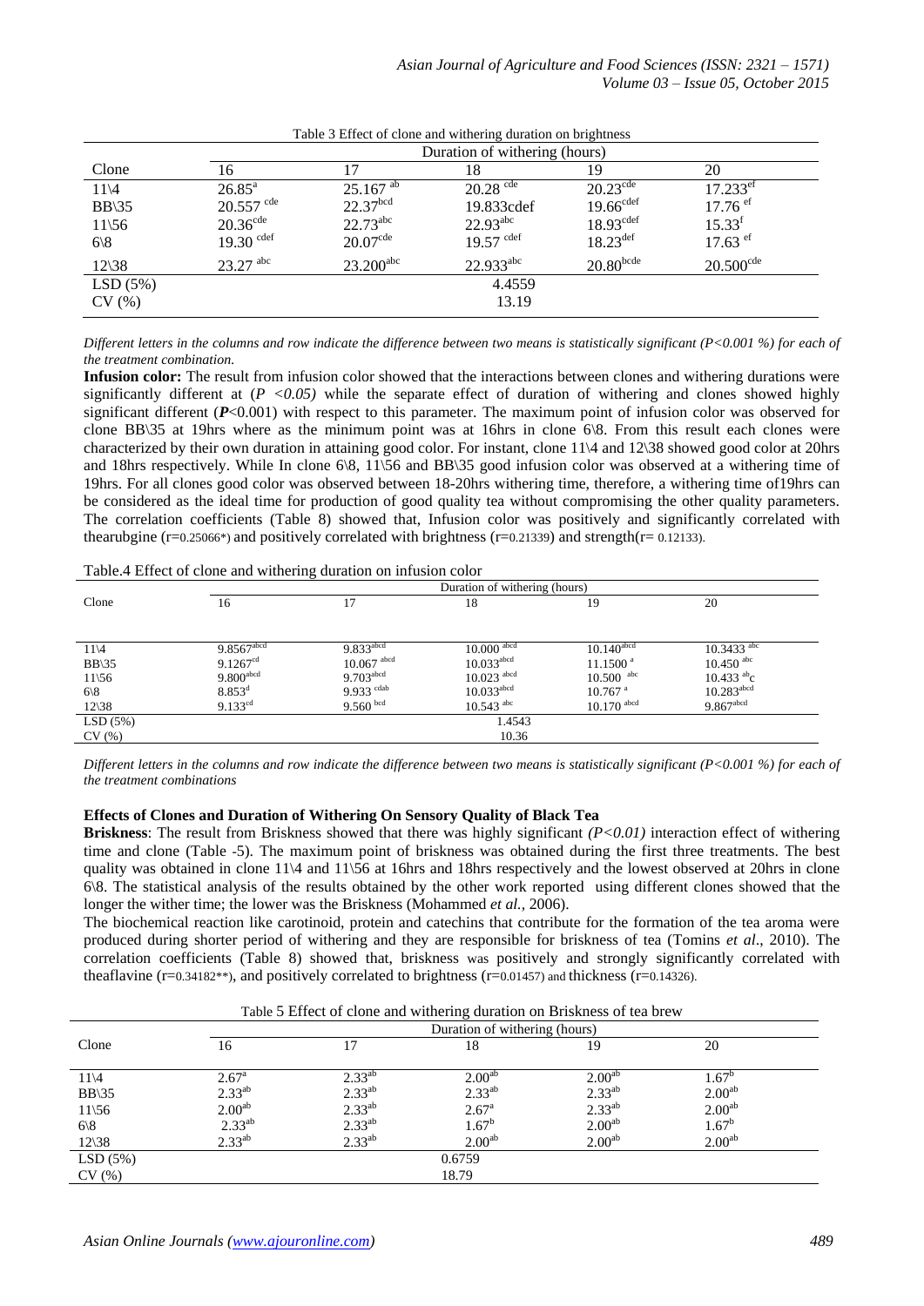Table 3 Effect of clone and withering duration on brightness

| Clone | Duration of withering (hours) | | | | |
|---|---|---|---|---|---|
| | 16 | 17 | 18 | 19 | 20 |
| 11\4 | 26.85$^{a}$ | 25.167 $^{ab}$ | 20.28 $^{cde}$ | 20.23$^{cde}$ | 17.233$^{ef}$ |
| BB\35 | 20.557 $^{cde}$ | 22.37$^{bcd}$ | 19.833cdef | 19.66$^{cdef}$ | 17.76 $^{ef}$ |
| 11\56 | 20.36$^{cde}$ | 22.73$^{abc}$ | 22.93$^{abc}$ | 18.93$^{cdef}$ | 15.33$^{f}$ |
| 6\8 | 19.30 $^{cdef}$ | 20.07$^{cde}$ | 19.57 $^{cdef}$ | 18.23$^{def}$ | 17.63 $^{ef}$ |
| 12\38 | 23.27 $^{abc}$ | 23.200$^{abc}$ | 22.933$^{abc}$ | 20.80$^{bcde}$ | 20.500$^{cde}$ |
| LSD (5%) | | | 4.4559 | | |
| CV (%) | | | 13.19 | | |

*Different letters in the columns and row indicate the difference between two means is statistically significant (P<0.001 %) for each of the treatment combination.*

**Infusion color:** The result from infusion color showed that the interactions between clones and withering durations were significantly different at (*P <0.05)* while the separate effect of duration of withering and clones showed highly significant different (***P***<0.001) with respect to this parameter. The maximum point of infusion color was observed for clone BB\35 at 19hrs where as the minimum point was at 16hrs in clone 6\8. From this result each clones were characterized by their own duration in attaining good color. For instant, clone 11\4 and 12\38 showed good color at 20hrs and 18hrs respectively. While In clone 6\8, 11\56 and BB\35 good infusion color was observed at a withering time of 19hrs. For all clones good color was observed between 18-20hrs withering time, therefore, a withering time of19hrs can be considered as the ideal time for production of good quality tea without compromising the other quality parameters. The correlation coefficients (Table 8) showed that, Infusion color was positively and significantly correlated with thearubgine (r=0.25066*) and positively correlated with brightness (r=0.21339) and strength(r= 0.12133).

Table.4 Effect of clone and withering duration on infusion color

| Clone | Duration of withering (hours) | | | | |
|---|---|---|---|---|---|
| | 16 | 17 | 18 | 19 | 20 |
| 11\4 | 9.8567$^{abcd}$ | 9.833$^{abcd}$ | 10.000 $^{abcd}$ | 10.140$^{abcd}$ | 10.3433 $^{abc}$ |
| BB\35 | 9.1267$^{cd}$ | 10.067 $^{abcd}$ | 10.033$^{abcd}$ | 11.1500 $^{a}$ | 10.450 $^{abc}$ |
| 11\56 | 9.800$^{abcd}$ | 9.703$^{abcd}$ | 10.023 $^{abcd}$ | 10.500 $^{abc}$ | 10.433 $^{ab}$c |
| 6\8 | 8.853$^{d}$ | 9.933 $^{cdab}$ | 10.033$^{abcd}$ | 10.767 $^{a}$ | 10.283$^{abcd}$ |
| 12\38 | 9.133$^{cd}$ | 9.560 $^{bcd}$ | 10.543 $^{abc}$ | 10.170 $^{abcd}$ | 9.867$^{abcd}$ |
| LSD (5%) | | | 1.4543 | | |
| CV (%) | | | 10.36 | | |

*Different letters in the columns and row indicate the difference between two means is statistically significant (P<0.001 %) for each of the treatment combinations*

### Effects of Clones and Duration of Withering On Sensory Quality of Black Tea

**Briskness**: The result from Briskness showed that there was highly significant *(P<0.01)* interaction effect of withering time and clone (Table -5). The maximum point of briskness was obtained during the first three treatments. The best quality was obtained in clone 11\4 and 11\56 at 16hrs and 18hrs respectively and the lowest observed at 20hrs in clone 6\8. The statistical analysis of the results obtained by the other work reported using different clones showed that the longer the wither time; the lower was the Briskness (Mohammed *et al.*, 2006).

The biochemical reaction like carotinoid, protein and catechins that contribute for the formation of the tea aroma were produced during shorter period of withering and they are responsible for briskness of tea (Tomins *et al*., 2010). The correlation coefficients (Table 8) showed that, briskness was positively and strongly significantly correlated with theaflavine (r=0.34182**), and positively correlated to brightness (r=0.01457) and thickness (r=0.14326).

Table 5 Effect of clone and withering duration on Briskness of tea brew

| Clone | Duration of withering (hours) | | | | |
|---|---|---|---|---|---|
| | 16 | 17 | 18 | 19 | 20 |
| 11\4 | 2.67$^{a}$ | 2.33$^{ab}$ | 2.00$^{ab}$ | 2.00$^{ab}$ | 1.67$^{b}$ |
| BB\35 | 2.33$^{ab}$ | 2.33$^{ab}$ | 2.33$^{ab}$ | 2.33$^{ab}$ | 2.00$^{ab}$ |
| 11\56 | 2.00$^{ab}$ | 2.33$^{ab}$ | 2.67$^{a}$ | 2.33$^{ab}$ | 2.00$^{ab}$ |
| 6\8 | 2.33$^{ab}$ | 2.33$^{ab}$ | 1.67$^{b}$ | 2.00$^{ab}$ | 1.67$^{b}$ |
| 12\38 | 2.33$^{ab}$ | 2.33$^{ab}$ | 2.00$^{ab}$ | 2.00$^{ab}$ | 2.00$^{ab}$ |
| LSD (5%) | | | 0.6759 | | |
| CV (%) | | | 18.79 | | |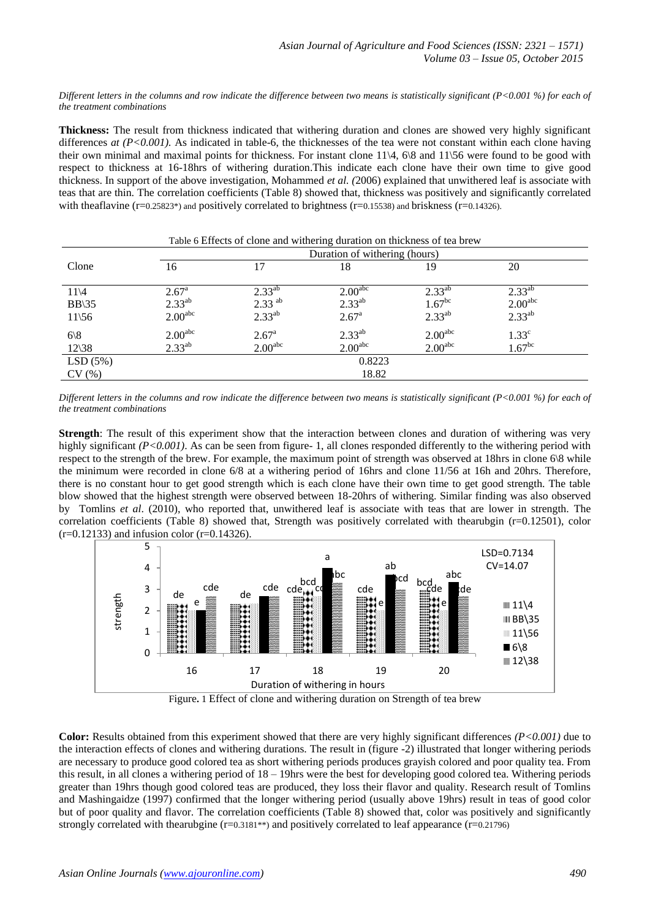*Different letters in the columns and row indicate the difference between two means is statistically significant (P<0.001 %) for each of the treatment combinations*

**Thickness:** The result from thickness indicated that withering duration and clones are showed very highly significant differences *at (P<0.001)*. As indicated in table-6, the thicknesses of the tea were not constant within each clone having their own minimal and maximal points for thickness. For instant clone 11\4, 6\8 and 11\56 were found to be good with respect to thickness at 16-18hrs of withering duration.This indicate each clone have their own time to give good thickness. In support of the above investigation, Mohammed *et al. (*2006) explained that unwithered leaf is associate with teas that are thin. The correlation coefficients (Table 8) showed that, thickness was positively and significantly correlated with theaflavine (r=0.25823*) and positively correlated to brightness (r=0.15538) and briskness (r=0.14326).

Table 6 Effects of clone and withering duration on thickness of tea brew

| Clone | Duration of withering (hours) | | | | |
|---|---|---|---|---|---|
| | 16 | 17 | 18 | 19 | 20 |
| 11\4 | $2.67^{a}$ | $2.33^{ab}$ | $2.00^{abc}$ | $2.33^{ab}$ | $2.33^{ab}$ |
| BB\35 | $2.33^{ab}$ | $2.33^{ab}$ | $2.33^{ab}$ | $1.67^{bc}$ | $2.00^{abc}$ |
| 11\56 | $2.00^{abc}$ | $2.33^{ab}$ | $2.67^{a}$ | $2.33^{ab}$ | $2.33^{ab}$ |
| 6\8 | $2.00^{abc}$ | $2.67^{a}$ | $2.33^{ab}$ | $2.00^{abc}$ | $1.33^{c}$ |
| 12\38 | $2.33^{ab}$ | $2.00^{abc}$ | $2.00^{abc}$ | $2.00^{abc}$ | $1.67^{bc}$ |
| LSD (5%) | | | 0.8223 | | |
| CV (%) | | | 18.82 | | |

*Different letters in the columns and row indicate the difference between two means is statistically significant (P<0.001 %) for each of the treatment combinations*

**Strength**: The result of this experiment show that the interaction between clones and duration of withering was very highly significant *(P<0.001)*. As can be seen from figure- 1, all clones responded differently to the withering period with respect to the strength of the brew. For example, the maximum point of strength was observed at 18hrs in clone 6\8 while the minimum were recorded in clone 6/8 at a withering period of 16hrs and clone 11/56 at 16h and 20hrs. Therefore, there is no constant hour to get good strength which is each clone have their own time to get good strength. The table blow showed that the highest strength were observed between 18-20hrs of withering. Similar finding was also observed by Tomlins *et al*. (2010), who reported that, unwithered leaf is associate with teas that are lower in strength. The correlation coefficients (Table 8) showed that, Strength was positively correlated with thearubgin (r=0.12501), color (r=0.12133) and infusion color (r=0.14326).

Figure. 1 Effect of clone and withering duration on Strength of tea brew

**Color:** Results obtained from this experiment showed that there are very highly significant differences *(P<0.001)* due to the interaction effects of clones and withering durations. The result in (figure -2) illustrated that longer withering periods are necessary to produce good colored tea as short withering periods produces grayish colored and poor quality tea. From this result, in all clones a withering period of 18 – 19hrs were the best for developing good colored tea. Withering periods greater than 19hrs though good colored teas are produced, they loss their flavor and quality. Research result of Tomlins and Mashingaidze (1997) confirmed that the longer withering period (usually above 19hrs) result in teas of good color but of poor quality and flavor. The correlation coefficients (Table 8) showed that, color was positively and significantly strongly correlated with thearubgine (r=0.3181**) and positively correlated to leaf appearance (r=0.21796)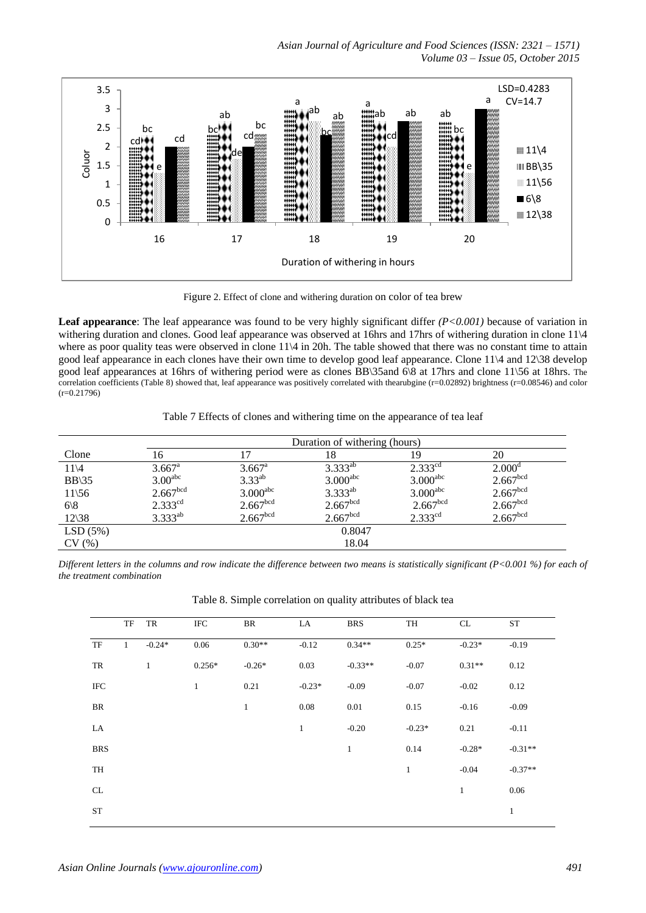Figure 2. Effect of clone and withering duration on color of tea brew

**Leaf appearance**: The leaf appearance was found to be very highly significant differ *(P<0.001)* because of variation in withering duration and clones. Good leaf appearance was observed at 16hrs and 17hrs of withering duration in clone 11\4 where as poor quality teas were observed in clone 11\4 in 20h. The table showed that there was no constant time to attain good leaf appearance in each clones have their own time to develop good leaf appearance. Clone 11\4 and 12\38 develop good leaf appearances at 16hrs of withering period were as clones BB\35and 6\8 at 17hrs and clone 11\56 at 18hrs. The correlation coefficients (Table 8) showed that, leaf appearance was positively correlated with thearubgine (r=0.02892) brightness (r=0.08546) and color (r=0.21796)

Table 7 Effects of clones and withering time on the appearance of tea leaf

| Clone | Duration of withering (hours) | | | | |
|---|---|---|---|---|---|
| | 16 | 17 | 18 | 19 | 20 |
| 11\4 | $3.667^{a}$ | $3.667^{a}$ | $3.333^{ab}$ | $2.333^{cd}$ | $2.000^{d}$ |
| BB\35 | $3.00^{abc}$ | $3.33^{ab}$ | $3.000^{abc}$ | $3.000^{abc}$ | $2.667^{bcd}$ |
| 11\56 | $2.667^{bcd}$ | $3.000^{abc}$ | $3.333^{ab}$ | $3.000^{abc}$ | $2.667^{bcd}$ |
| 6\8 | $2.333^{cd}$ | $2.667^{bcd}$ | $2.667^{bcd}$ | $2.667^{bcd}$ | $2.667^{bcd}$ |
| 12\38 | $3.333^{ab}$ | $2.667^{bcd}$ | $2.667^{bcd}$ | $2.333^{cd}$ | $2.667^{bcd}$ |
| LSD (5%) | 0.8047 | | | | |
| CV (%) | 18.04 | | | | |

*Different letters in the columns and row indicate the difference between two means is statistically significant (P<0.001 %) for each of the treatment combination*

Table 8. Simple correlation on quality attributes of black tea

| | TF | TR | IFC | BR | LA | BRS | TH | CL | ST |
|---|---|---|---|---|---|---|---|---|---|
| TF | 1 | -0.24* | 0.06 | 0.30** | -0.12 | 0.34** | 0.25* | -0.23* | -0.19 |
| TR | | 1 | 0.256* | -0.26* | 0.03 | -0.33** | -0.07 | 0.31** | 0.12 |
| IFC | | | 1 | 0.21 | -0.23* | -0.09 | -0.07 | -0.02 | 0.12 |
| BR | | | | 1 | 0.08 | 0.01 | 0.15 | -0.16 | -0.09 |
| LA | | | | | 1 | -0.20 | -0.23* | 0.21 | -0.11 |
| BRS | | | | | | 1 | 0.14 | -0.28* | -0.31** |
| TH | | | | | | | 1 | -0.04 | -0.37** |
| CL | | | | | | | | 1 | 0.06 |
| ST | | | | | | | | | 1 |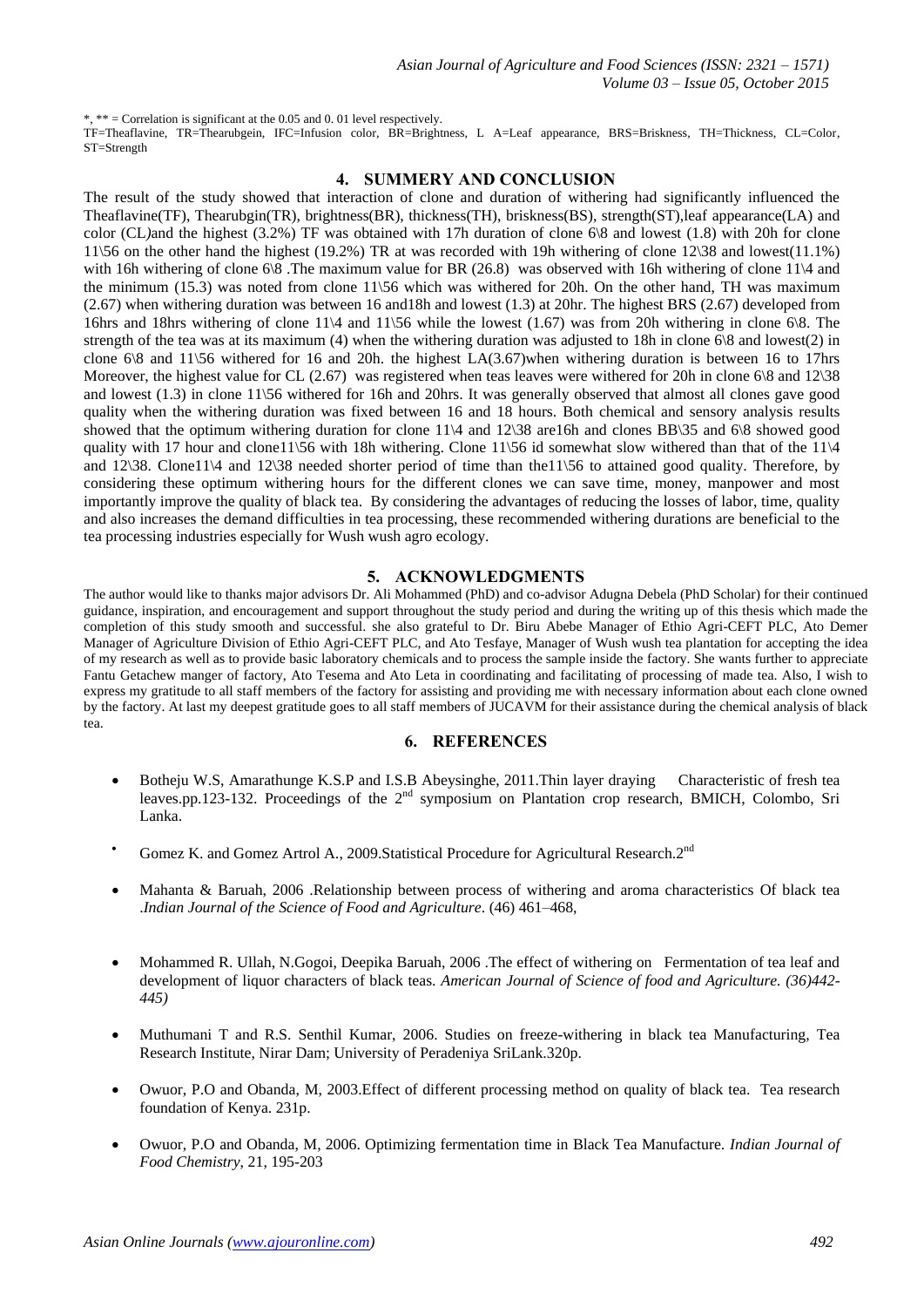*, ** = Correlation is significant at the 0.05 and 0. 01 level respectively.
TF=Theaflavine, TR=Thearubgein, IFC=Infusion color, BR=Brightness, L A=Leaf appearance, BRS=Briskness, TH=Thickness, CL=Color, ST=Strength

## 4. SUMMERY AND CONCLUSION

The result of the study showed that interaction of clone and duration of withering had significantly influenced the Theaflavine(TF), Thearubgin(TR), brightness(BR), thickness(TH), briskness(BS), strength(ST),leaf appearance(LA) and color (CL)and the highest (3.2%) TF was obtained with 17h duration of clone 6\8 and lowest (1.8) with 20h for clone 11\56 on the other hand the highest (19.2%) TR at was recorded with 19h withering of clone 12\38 and lowest(11.1%) with 16h withering of clone 6\8 .The maximum value for BR (26.8) was observed with 16h withering of clone 11\4 and the minimum (15.3) was noted from clone 11\56 which was withered for 20h. On the other hand, TH was maximum (2.67) when withering duration was between 16 and18h and lowest (1.3) at 20hr. The highest BRS (2.67) developed from 16hrs and 18hrs withering of clone 11\4 and 11\56 while the lowest (1.67) was from 20h withering in clone 6\8. The strength of the tea was at its maximum (4) when the withering duration was adjusted to 18h in clone 6\8 and lowest(2) in clone 6\8 and 11\56 withered for 16 and 20h. the highest LA(3.67)when withering duration is between 16 to 17hrs Moreover, the highest value for CL (2.67) was registered when teas leaves were withered for 20h in clone 6\8 and 12\38 and lowest (1.3) in clone 11\56 withered for 16h and 20hrs. It was generally observed that almost all clones gave good quality when the withering duration was fixed between 16 and 18 hours. Both chemical and sensory analysis results showed that the optimum withering duration for clone 11\4 and 12\38 are16h and clones BB\35 and 6\8 showed good quality with 17 hour and clone11\56 with 18h withering. Clone 11\56 id somewhat slow withered than that of the 11\4 and 12\38. Clone11\4 and 12\38 needed shorter period of time than the11\56 to attained good quality. Therefore, by considering these optimum withering hours for the different clones we can save time, money, manpower and most importantly improve the quality of black tea. By considering the advantages of reducing the losses of labor, time, quality and also increases the demand difficulties in tea processing, these recommended withering durations are beneficial to the tea processing industries especially for Wush wush agro ecology.

## 5. ACKNOWLEDGMENTS

The author would like to thanks major advisors Dr. Ali Mohammed (PhD) and co-advisor Adugna Debela (PhD Scholar) for their continued guidance, inspiration, and encouragement and support throughout the study period and during the writing up of this thesis which made the completion of this study smooth and successful. she also grateful to Dr. Biru Abebe Manager of Ethio Agri-CEFT PLC, Ato Demer Manager of Agriculture Division of Ethio Agri-CEFT PLC, and Ato Tesfaye, Manager of Wush wush tea plantation for accepting the idea of my research as well as to provide basic laboratory chemicals and to process the sample inside the factory. She wants further to appreciate Fantu Getachew manger of factory, Ato Tesema and Ato Leta in coordinating and facilitating of processing of made tea. Also, I wish to express my gratitude to all staff members of the factory for assisting and providing me with necessary information about each clone owned by the factory. At last my deepest gratitude goes to all staff members of JUCAVM for their assistance during the chemical analysis of black tea.

## 6. REFERENCES

- Botheju W.S, Amarathunge K.S.P and I.S.B Abeysinghe, 2011.Thin layer draying Characteristic of fresh tea leaves.pp.123-132. Proceedings of the 2nd symposium on Plantation crop research, BMICH, Colombo, Sri Lanka.
- Gomez K. and Gomez Artrol A., 2009.Statistical Procedure for Agricultural Research.2nd
- Mahanta & Baruah, 2006 .Relationship between process of withering and aroma characteristics Of black tea .*Indian Journal of the Science of Food and Agriculture*. (46) 461–468,
- Mohammed R. Ullah, N.Gogoi, Deepika Baruah, 2006 .The effect of withering on Fermentation of tea leaf and development of liquor characters of black teas. *American Journal of Science of food and Agriculture. (36)442-445)*
- Muthumani T and R.S. Senthil Kumar, 2006. Studies on freeze-withering in black tea Manufacturing, Tea Research Institute, Nirar Dam; University of Peradeniya SriLank.320p.
- Owuor, P.O and Obanda, M, 2003.Effect of different processing method on quality of black tea. Tea research foundation of Kenya. 231p.
- Owuor, P.O and Obanda, M, 2006. Optimizing fermentation time in Black Tea Manufacture. *Indian Journal of Food Chemistry*, 21, 195-203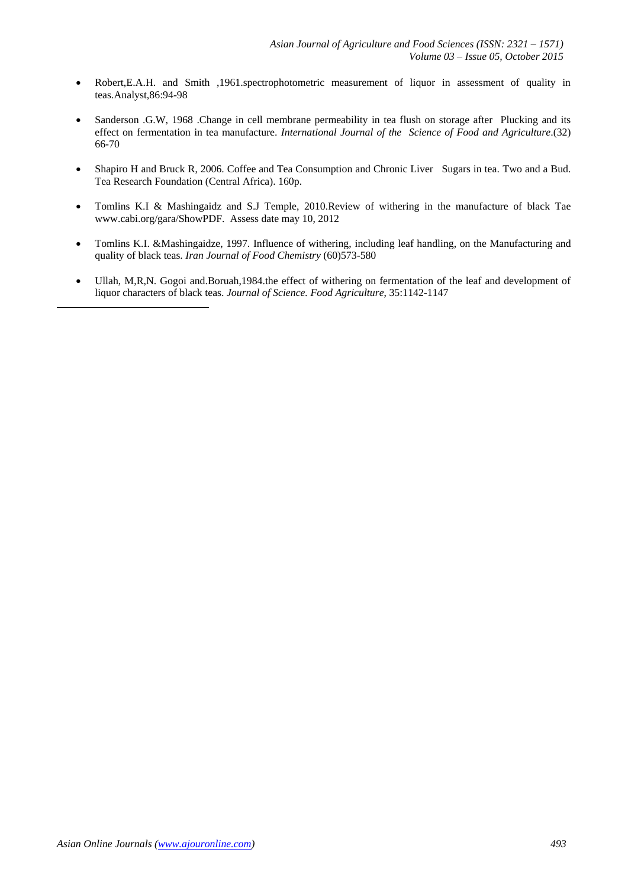- Robert,E.A.H. and Smith ,1961.spectrophotometric measurement of liquor in assessment of quality in teas.Analyst,86:94-98

- Sanderson .G.W, 1968 .Change in cell membrane permeability in tea flush on storage after Plucking and its effect on fermentation in tea manufacture. *International Journal of the Science of Food and Agriculture*.(32) 66-70

- Shapiro H and Bruck R, 2006. Coffee and Tea Consumption and Chronic Liver Sugars in tea. Two and a Bud. Tea Research Foundation (Central Africa). 160p.

- Tomlins K.I & Mashingaidz and S.J Temple, 2010.Review of withering in the manufacture of black Tae www.cabi.org/gara/ShowPDF. Assess date may 10, 2012

- Tomlins K.I. &Mashingaidze, 1997. Influence of withering, including leaf handling, on the Manufacturing and quality of black teas. *Iran Journal of Food Chemistry* (60)573-580

- Ullah, M,R,N. Gogoi and.Boruah,1984.the effect of withering on fermentation of the leaf and development of liquor characters of black teas. *Journal of Science. Food Agriculture*, 35:1142-1147